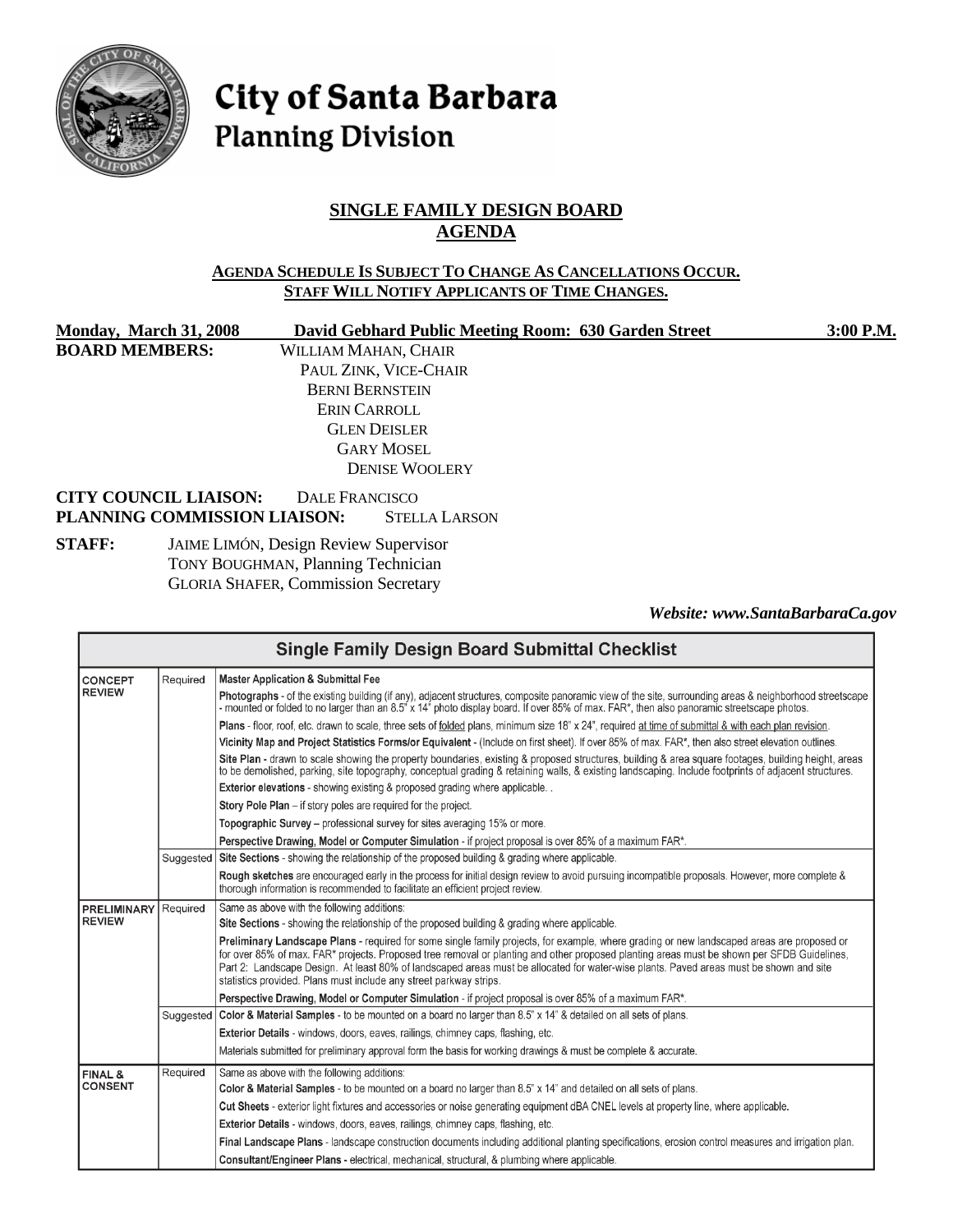# City of Santa Barbara Planning Division

## SINGLE FAMILY DESIGN BOARD AGENDA

**AGENDA SCHEDULE IS SUBJECT TO CHANGE AS CANCELLATIONS OCCUR. STAFF WILL NOTIFY APPLICANTS OF TIME CHANGES.**

**Monday, March 31, 2008** **David Gebhard Public Meeting Room: 630 Garden Street** **3:00 P.M.**

**BOARD MEMBERS:**
WILLIAM MAHAN, CHAIR
PAUL ZINK, VICE-CHAIR
BERNI BERNSTEIN
ERIN CARROLL
GLEN DEISLER
GARY MOSEL
DENISE WOOLERY

**CITY COUNCIL LIAISON:** DALE FRANCISCO
**PLANNING COMMISSION LIAISON:** STELLA LARSON

**STAFF:**
JAIME LIMÓN, Design Review Supervisor
TONY BOUGHMAN, Planning Technician
GLORIA SHAFER, Commission Secretary

***Website: www.SantaBarbaraCa.gov***

| Single Family Design Board Submittal Checklist | | |
|---|---|---|
| **CONCEPT REVIEW** | Required | **Master Application & Submittal Fee** |
| | | **Photographs** - of the existing building (if any), adjacent structures, composite panoramic view of the site, surrounding areas & neighborhood streetscape - mounted or folded to no larger than an 8.5" x 14" photo display board. If over 85% of max. FAR*, then also panoramic streetscape photos. |
| | | **Plans** - floor, roof, etc. drawn to scale, three sets of folded plans, minimum size 18" x 24", required at time of submittal & with each plan revision. |
| | | **Vicinity Map and Project Statistics Forms/or Equivalent** - (Include on first sheet). If over 85% of max. FAR*, then also street elevation outlines. |
| | | **Site Plan** - drawn to scale showing the property boundaries, existing & proposed structures, building & area square footages, building height, areas to be demolished, parking, site topography, conceptual grading & retaining walls, & existing landscaping. Include footprints of adjacent structures. |
| | | **Exterior elevations** - showing existing & proposed grading where applicable. |
| | | **Story Pole Plan** – if story poles are required for the project. |
| | | **Topographic Survey** – professional survey for sites averaging 15% or more. |
| | | **Perspective Drawing, Model or Computer Simulation** - if project proposal is over 85% of a maximum FAR*. |
| | Suggested | **Site Sections** - showing the relationship of the proposed building & grading where applicable. |
| | | **Rough sketches** are encouraged early in the process for initial design review to avoid pursuing incompatible proposals. However, more complete & thorough information is recommended to facilitate an efficient project review. |
| **PRELIMINARY REVIEW** | Required | Same as above with the following additions: |
| | | **Site Sections** - showing the relationship of the proposed building & grading where applicable. |
| | | **Preliminary Landscape Plans** - required for some single family projects, for example, where grading or new landscaped areas are proposed or for over 85% of max. FAR* projects. Proposed tree removal or planting and other proposed planting areas must be shown per SFDB Guidelines, Part 2: Landscape Design. At least 80% of landscaped areas must be allocated for water-wise plants. Paved areas must be shown and site statistics provided. Plans must include any street parkway strips. |
| | | **Perspective Drawing, Model or Computer Simulation** - if project proposal is over 85% of a maximum FAR*. |
| | Suggested | **Color & Material Samples** - to be mounted on a board no larger than 8.5" x 14" & detailed on all sets of plans. |
| | | **Exterior Details** - windows, doors, eaves, railings, chimney caps, flashing, etc. |
| | | Materials submitted for preliminary approval form the basis for working drawings & must be complete & accurate. |
| **FINAL & CONSENT** | Required | Same as above with the following additions: |
| | | **Color & Material Samples** - to be mounted on a board no larger than 8.5" x 14" and detailed on all sets of plans. |
| | | **Cut Sheets** - exterior light fixtures and accessories or noise generating equipment dBA CNEL levels at property line, where applicable. |
| | | **Exterior Details** - windows, doors, eaves, railings, chimney caps, flashing, etc. |
| | | **Final Landscape Plans** - landscape construction documents including additional planting specifications, erosion control measures and irrigation plan. |
| | | **Consultant/Engineer Plans** - electrical, mechanical, structural, & plumbing where applicable. |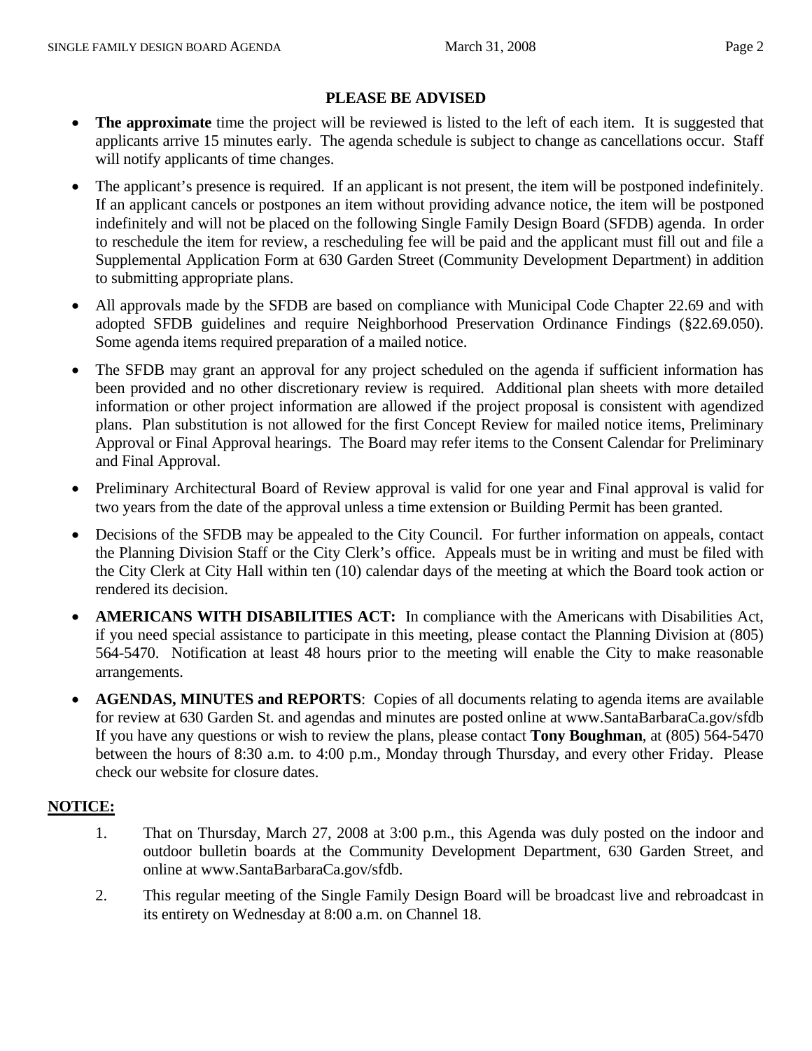## PLEASE BE ADVISED

- **The approximate** time the project will be reviewed is listed to the left of each item. It is suggested that applicants arrive 15 minutes early. The agenda schedule is subject to change as cancellations occur. Staff will notify applicants of time changes.
- The applicant's presence is required. If an applicant is not present, the item will be postponed indefinitely. If an applicant cancels or postpones an item without providing advance notice, the item will be postponed indefinitely and will not be placed on the following Single Family Design Board (SFDB) agenda. In order to reschedule the item for review, a rescheduling fee will be paid and the applicant must fill out and file a Supplemental Application Form at 630 Garden Street (Community Development Department) in addition to submitting appropriate plans.
- All approvals made by the SFDB are based on compliance with Municipal Code Chapter 22.69 and with adopted SFDB guidelines and require Neighborhood Preservation Ordinance Findings (§22.69.050). Some agenda items required preparation of a mailed notice.
- The SFDB may grant an approval for any project scheduled on the agenda if sufficient information has been provided and no other discretionary review is required. Additional plan sheets with more detailed information or other project information are allowed if the project proposal is consistent with agendized plans. Plan substitution is not allowed for the first Concept Review for mailed notice items, Preliminary Approval or Final Approval hearings. The Board may refer items to the Consent Calendar for Preliminary and Final Approval.
- Preliminary Architectural Board of Review approval is valid for one year and Final approval is valid for two years from the date of the approval unless a time extension or Building Permit has been granted.
- Decisions of the SFDB may be appealed to the City Council. For further information on appeals, contact the Planning Division Staff or the City Clerk's office. Appeals must be in writing and must be filed with the City Clerk at City Hall within ten (10) calendar days of the meeting at which the Board took action or rendered its decision.
- **AMERICANS WITH DISABILITIES ACT:** In compliance with the Americans with Disabilities Act, if you need special assistance to participate in this meeting, please contact the Planning Division at (805) 564-5470. Notification at least 48 hours prior to the meeting will enable the City to make reasonable arrangements.
- **AGENDAS, MINUTES and REPORTS**: Copies of all documents relating to agenda items are available for review at 630 Garden St. and agendas and minutes are posted online at www.SantaBarbaraCa.gov/sfdb If you have any questions or wish to review the plans, please contact **Tony Boughman**, at (805) 564-5470 between the hours of 8:30 a.m. to 4:00 p.m., Monday through Thursday, and every other Friday. Please check our website for closure dates.

**NOTICE:**

1. That on Thursday, March 27, 2008 at 3:00 p.m., this Agenda was duly posted on the indoor and outdoor bulletin boards at the Community Development Department, 630 Garden Street, and online at www.SantaBarbaraCa.gov/sfdb.
2. This regular meeting of the Single Family Design Board will be broadcast live and rebroadcast in its entirety on Wednesday at 8:00 a.m. on Channel 18.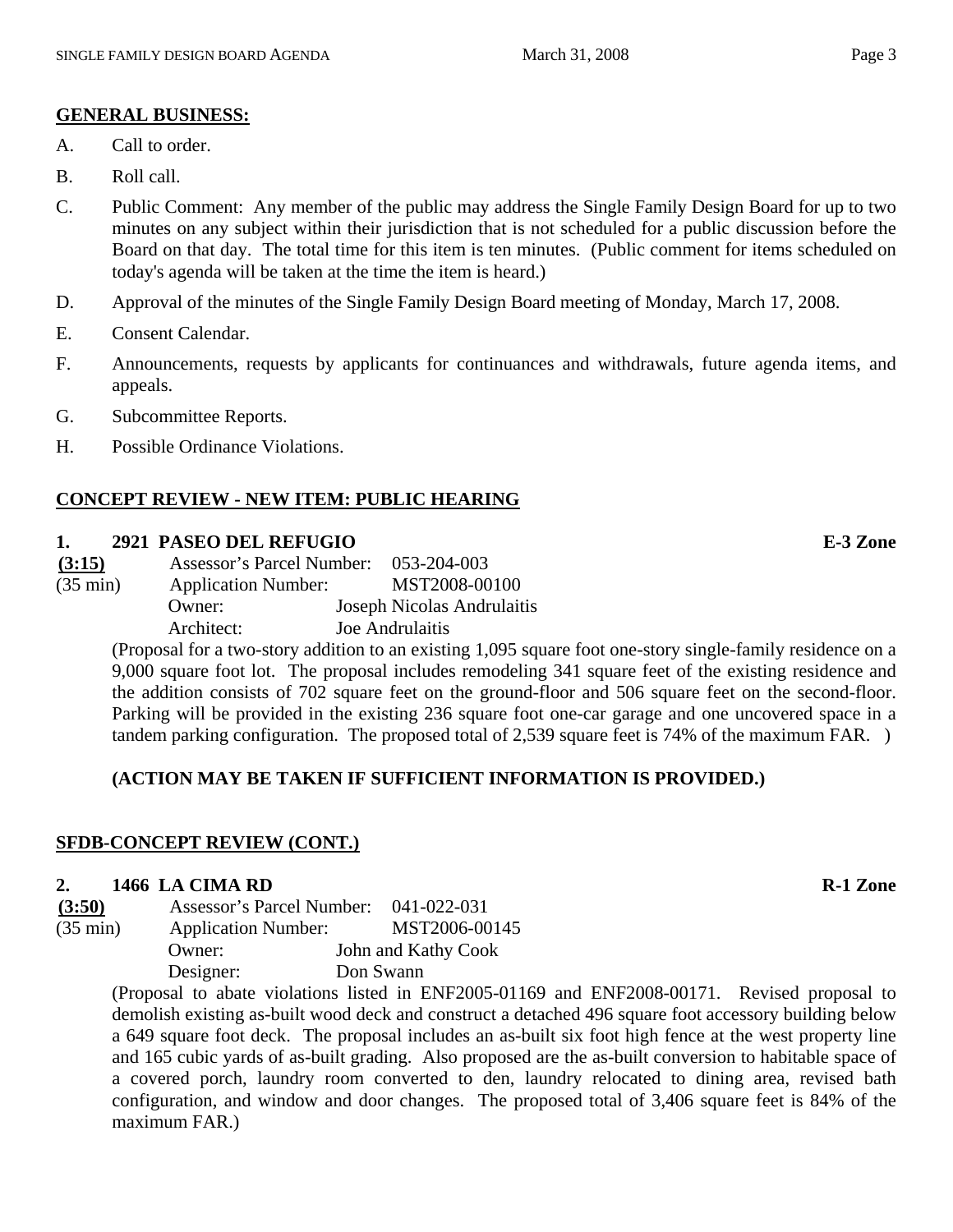## GENERAL BUSINESS:

A. Call to order.

B. Roll call.

C. Public Comment: Any member of the public may address the Single Family Design Board for up to two minutes on any subject within their jurisdiction that is not scheduled for a public discussion before the Board on that day. The total time for this item is ten minutes. (Public comment for items scheduled on today's agenda will be taken at the time the item is heard.)

D. Approval of the minutes of the Single Family Design Board meeting of Monday, March 17, 2008.

E. Consent Calendar.

F. Announcements, requests by applicants for continuances and withdrawals, future agenda items, and appeals.

G. Subcommittee Reports.

H. Possible Ordinance Violations.

## CONCEPT REVIEW - NEW ITEM: PUBLIC HEARING

### 1. 2921 PASEO DEL REFUGIO — E-3 Zone

**(3:15)** Assessor's Parcel Number: 053-204-003
(35 min) Application Number: MST2008-00100
Owner: Joseph Nicolas Andrulaitis
Architect: Joe Andrulaitis

(Proposal for a two-story addition to an existing 1,095 square foot one-story single-family residence on a 9,000 square foot lot. The proposal includes remodeling 341 square feet of the existing residence and the addition consists of 702 square feet on the ground-floor and 506 square feet on the second-floor. Parking will be provided in the existing 236 square foot one-car garage and one uncovered space in a tandem parking configuration. The proposed total of 2,539 square feet is 74% of the maximum FAR. )

**(ACTION MAY BE TAKEN IF SUFFICIENT INFORMATION IS PROVIDED.)**

## SFDB-CONCEPT REVIEW (CONT.)

### 2. 1466 LA CIMA RD — R-1 Zone

**(3:50)** Assessor's Parcel Number: 041-022-031
(35 min) Application Number: MST2006-00145
Owner: John and Kathy Cook
Designer: Don Swann

(Proposal to abate violations listed in ENF2005-01169 and ENF2008-00171. Revised proposal to demolish existing as-built wood deck and construct a detached 496 square foot accessory building below a 649 square foot deck. The proposal includes an as-built six foot high fence at the west property line and 165 cubic yards of as-built grading. Also proposed are the as-built conversion to habitable space of a covered porch, laundry room converted to den, laundry relocated to dining area, revised bath configuration, and window and door changes. The proposed total of 3,406 square feet is 84% of the maximum FAR.)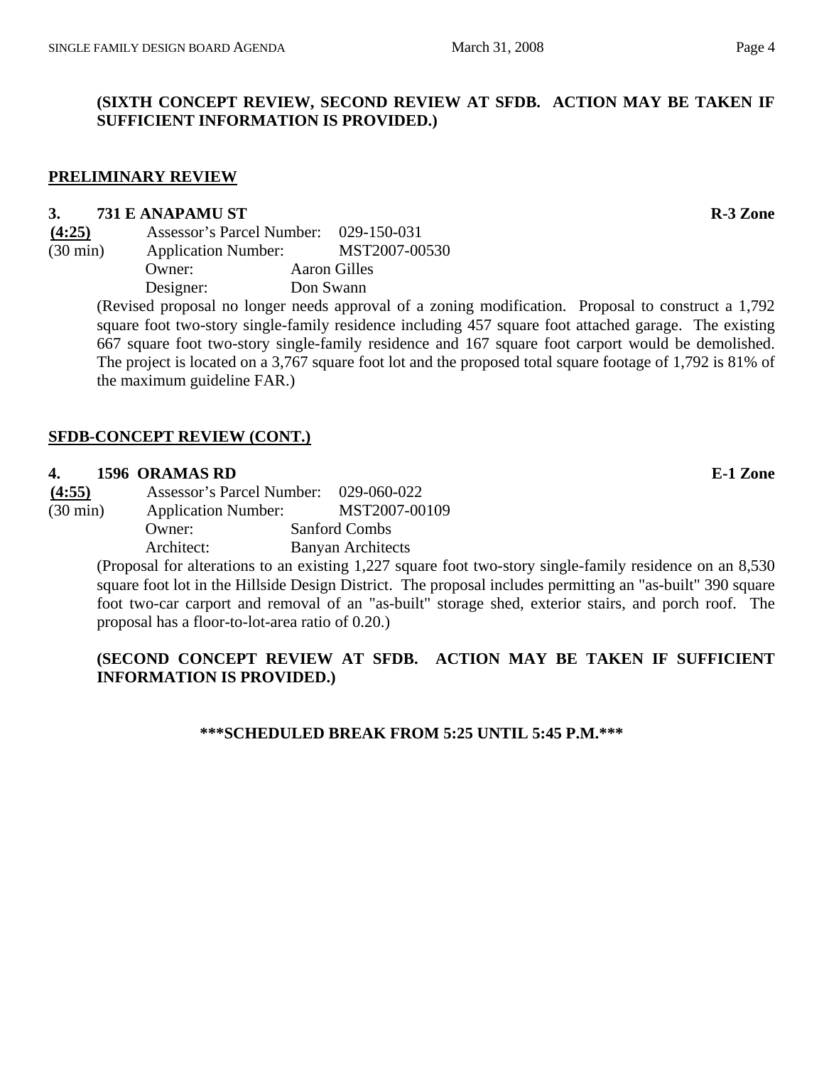**(SIXTH CONCEPT REVIEW, SECOND REVIEW AT SFDB. ACTION MAY BE TAKEN IF SUFFICIENT INFORMATION IS PROVIDED.)**

## PRELIMINARY REVIEW

### 3. 731 E ANAPAMU ST — R-3 Zone

**(4:25)** Assessor's Parcel Number: 029-150-031
(30 min) Application Number: MST2007-00530
Owner: Aaron Gilles
Designer: Don Swann

(Revised proposal no longer needs approval of a zoning modification. Proposal to construct a 1,792 square foot two-story single-family residence including 457 square foot attached garage. The existing 667 square foot two-story single-family residence and 167 square foot carport would be demolished. The project is located on a 3,767 square foot lot and the proposed total square footage of 1,792 is 81% of the maximum guideline FAR.)

## SFDB-CONCEPT REVIEW (CONT.)

### 4. 1596 ORAMAS RD — E-1 Zone

**(4:55)** Assessor's Parcel Number: 029-060-022
(30 min) Application Number: MST2007-00109
Owner: Sanford Combs
Architect: Banyan Architects

(Proposal for alterations to an existing 1,227 square foot two-story single-family residence on an 8,530 square foot lot in the Hillside Design District. The proposal includes permitting an "as-built" 390 square foot two-car carport and removal of an "as-built" storage shed, exterior stairs, and porch roof. The proposal has a floor-to-lot-area ratio of 0.20.)

**(SECOND CONCEPT REVIEW AT SFDB. ACTION MAY BE TAKEN IF SUFFICIENT INFORMATION IS PROVIDED.)**

**\*\*\*SCHEDULED BREAK FROM 5:25 UNTIL 5:45 P.M.\*\*\***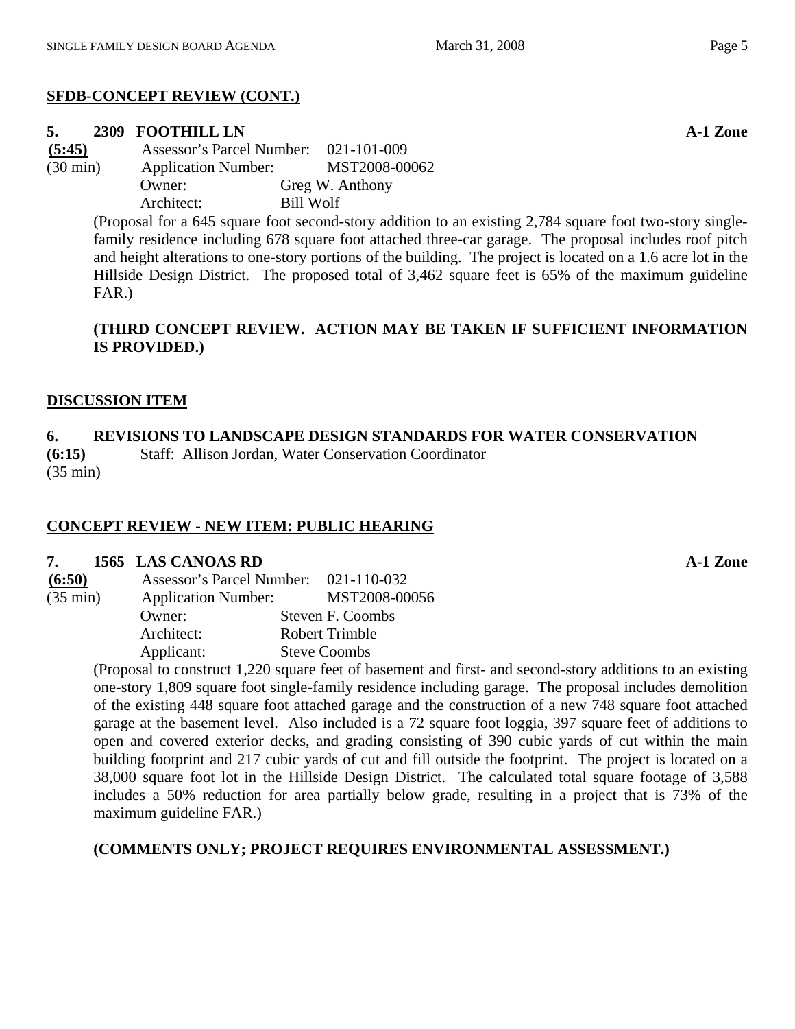**SFDB-CONCEPT REVIEW (CONT.)**

**5. 2309 FOOTHILL LN** **A-1 Zone**

**(5:45)** Assessor's Parcel Number: 021-101-009
(30 min) Application Number: MST2008-00062
Owner: Greg W. Anthony
Architect: Bill Wolf

(Proposal for a 645 square foot second-story addition to an existing 2,784 square foot two-story single-family residence including 678 square foot attached three-car garage. The proposal includes roof pitch and height alterations to one-story portions of the building. The project is located on a 1.6 acre lot in the Hillside Design District. The proposed total of 3,462 square feet is 65% of the maximum guideline FAR.)

**(THIRD CONCEPT REVIEW. ACTION MAY BE TAKEN IF SUFFICIENT INFORMATION IS PROVIDED.)**

**DISCUSSION ITEM**

**6. REVISIONS TO LANDSCAPE DESIGN STANDARDS FOR WATER CONSERVATION**

**(6:15)** Staff: Allison Jordan, Water Conservation Coordinator
(35 min)

**CONCEPT REVIEW - NEW ITEM: PUBLIC HEARING**

**7. 1565 LAS CANOAS RD** **A-1 Zone**

**(6:50)** Assessor's Parcel Number: 021-110-032
(35 min) Application Number: MST2008-00056
Owner: Steven F. Coombs
Architect: Robert Trimble
Applicant: Steve Coombs

(Proposal to construct 1,220 square feet of basement and first- and second-story additions to an existing one-story 1,809 square foot single-family residence including garage. The proposal includes demolition of the existing 448 square foot attached garage and the construction of a new 748 square foot attached garage at the basement level. Also included is a 72 square foot loggia, 397 square feet of additions to open and covered exterior decks, and grading consisting of 390 cubic yards of cut within the main building footprint and 217 cubic yards of cut and fill outside the footprint. The project is located on a 38,000 square foot lot in the Hillside Design District. The calculated total square footage of 3,588 includes a 50% reduction for area partially below grade, resulting in a project that is 73% of the maximum guideline FAR.)

**(COMMENTS ONLY; PROJECT REQUIRES ENVIRONMENTAL ASSESSMENT.)**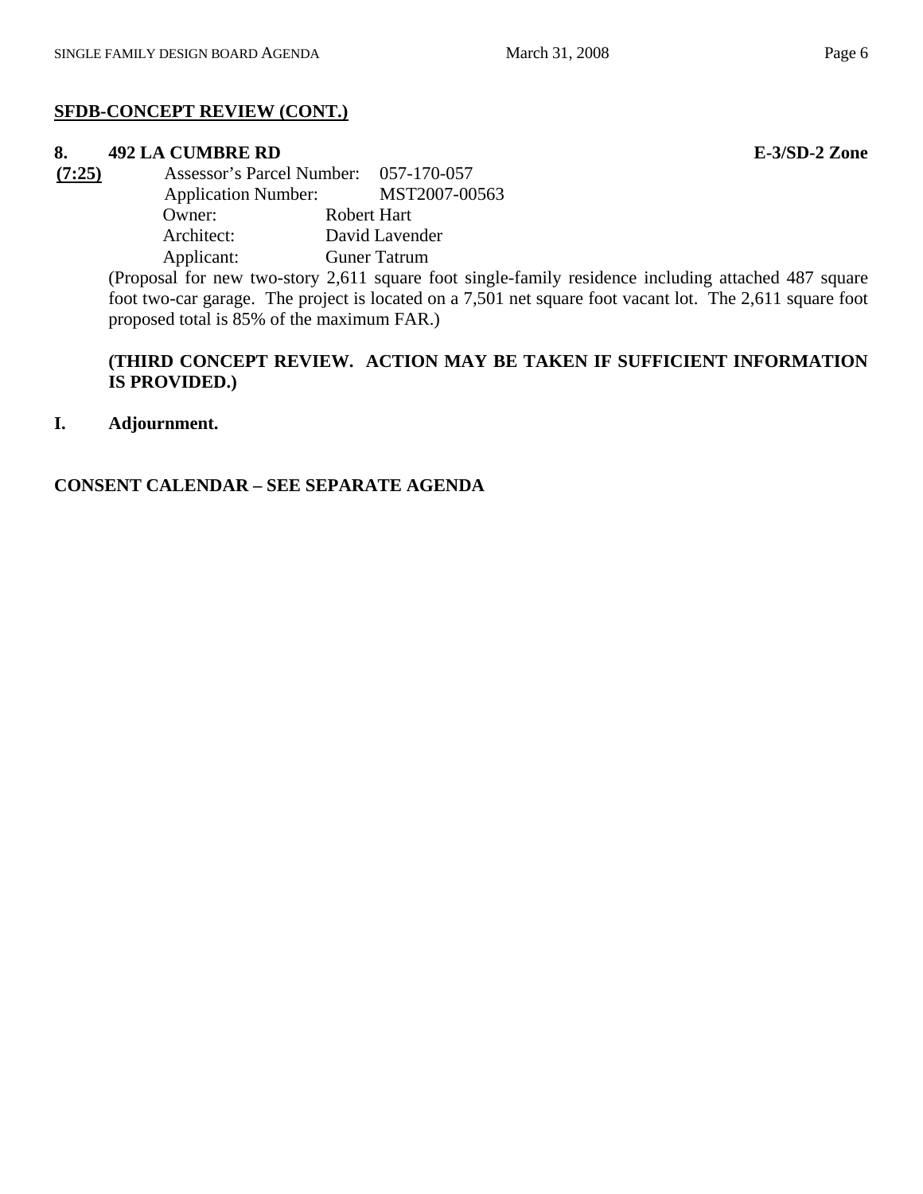**SFDB-CONCEPT REVIEW (CONT.)**

**8. 492 LA CUMBRE RD** **E-3/SD-2 Zone**

**(7:25)**

Assessor's Parcel Number: 057-170-057
Application Number: MST2007-00563
Owner: Robert Hart
Architect: David Lavender
Applicant: Guner Tatrum

(Proposal for new two-story 2,611 square foot single-family residence including attached 487 square foot two-car garage. The project is located on a 7,501 net square foot vacant lot. The 2,611 square foot proposed total is 85% of the maximum FAR.)

**(THIRD CONCEPT REVIEW. ACTION MAY BE TAKEN IF SUFFICIENT INFORMATION IS PROVIDED.)**

**I. Adjournment.**

**CONSENT CALENDAR – SEE SEPARATE AGENDA**